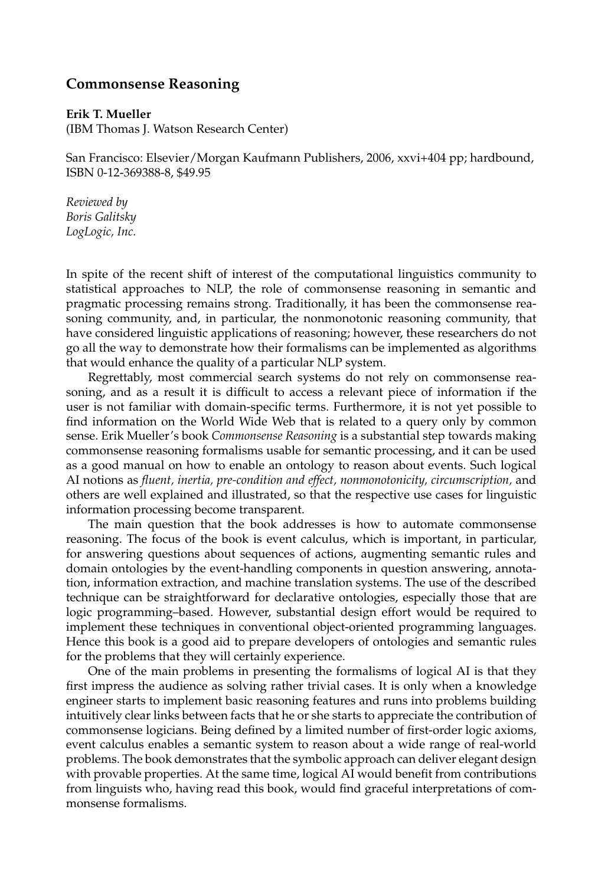## Commonsense Reasoning

**Erik T. Mueller**
(IBM Thomas J. Watson Research Center)

San Francisco: Elsevier/Morgan Kaufmann Publishers, 2006, xxvi+404 pp; hardbound, ISBN 0-12-369388-8, $49.95

*Reviewed by*
*Boris Galitsky*
*LogLogic, Inc.*

In spite of the recent shift of interest of the computational linguistics community to statistical approaches to NLP, the role of commonsense reasoning in semantic and pragmatic processing remains strong. Traditionally, it has been the commonsense reasoning community, and, in particular, the nonmonotonic reasoning community, that have considered linguistic applications of reasoning; however, these researchers do not go all the way to demonstrate how their formalisms can be implemented as algorithms that would enhance the quality of a particular NLP system.

Regrettably, most commercial search systems do not rely on commonsense reasoning, and as a result it is difficult to access a relevant piece of information if the user is not familiar with domain-specific terms. Furthermore, it is not yet possible to find information on the World Wide Web that is related to a query only by common sense. Erik Mueller's book *Commonsense Reasoning* is a substantial step towards making commonsense reasoning formalisms usable for semantic processing, and it can be used as a good manual on how to enable an ontology to reason about events. Such logical AI notions as *fluent, inertia, pre-condition and effect, nonmonotonicity, circumscription,* and others are well explained and illustrated, so that the respective use cases for linguistic information processing become transparent.

The main question that the book addresses is how to automate commonsense reasoning. The focus of the book is event calculus, which is important, in particular, for answering questions about sequences of actions, augmenting semantic rules and domain ontologies by the event-handling components in question answering, annotation, information extraction, and machine translation systems. The use of the described technique can be straightforward for declarative ontologies, especially those that are logic programming–based. However, substantial design effort would be required to implement these techniques in conventional object-oriented programming languages. Hence this book is a good aid to prepare developers of ontologies and semantic rules for the problems that they will certainly experience.

One of the main problems in presenting the formalisms of logical AI is that they first impress the audience as solving rather trivial cases. It is only when a knowledge engineer starts to implement basic reasoning features and runs into problems building intuitively clear links between facts that he or she starts to appreciate the contribution of commonsense logicians. Being defined by a limited number of first-order logic axioms, event calculus enables a semantic system to reason about a wide range of real-world problems. The book demonstrates that the symbolic approach can deliver elegant design with provable properties. At the same time, logical AI would benefit from contributions from linguists who, having read this book, would find graceful interpretations of commonsense formalisms.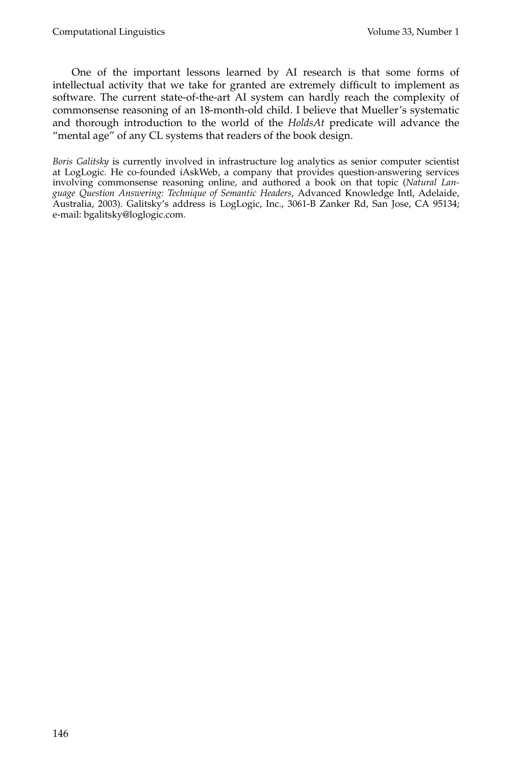One of the important lessons learned by AI research is that some forms of intellectual activity that we take for granted are extremely difficult to implement as software. The current state-of-the-art AI system can hardly reach the complexity of commonsense reasoning of an 18-month-old child. I believe that Mueller's systematic and thorough introduction to the world of the *HoldsAt* predicate will advance the "mental age" of any CL systems that readers of the book design.

*Boris Galitsky* is currently involved in infrastructure log analytics as senior computer scientist at LogLogic. He co-founded iAskWeb, a company that provides question-answering services involving commonsense reasoning online, and authored a book on that topic (*Natural Language Question Answering: Technique of Semantic Headers*, Advanced Knowledge Intl, Adelaide, Australia, 2003). Galitsky's address is LogLogic, Inc., 3061-B Zanker Rd, San Jose, CA 95134; e-mail: bgalitsky@loglogic.com.